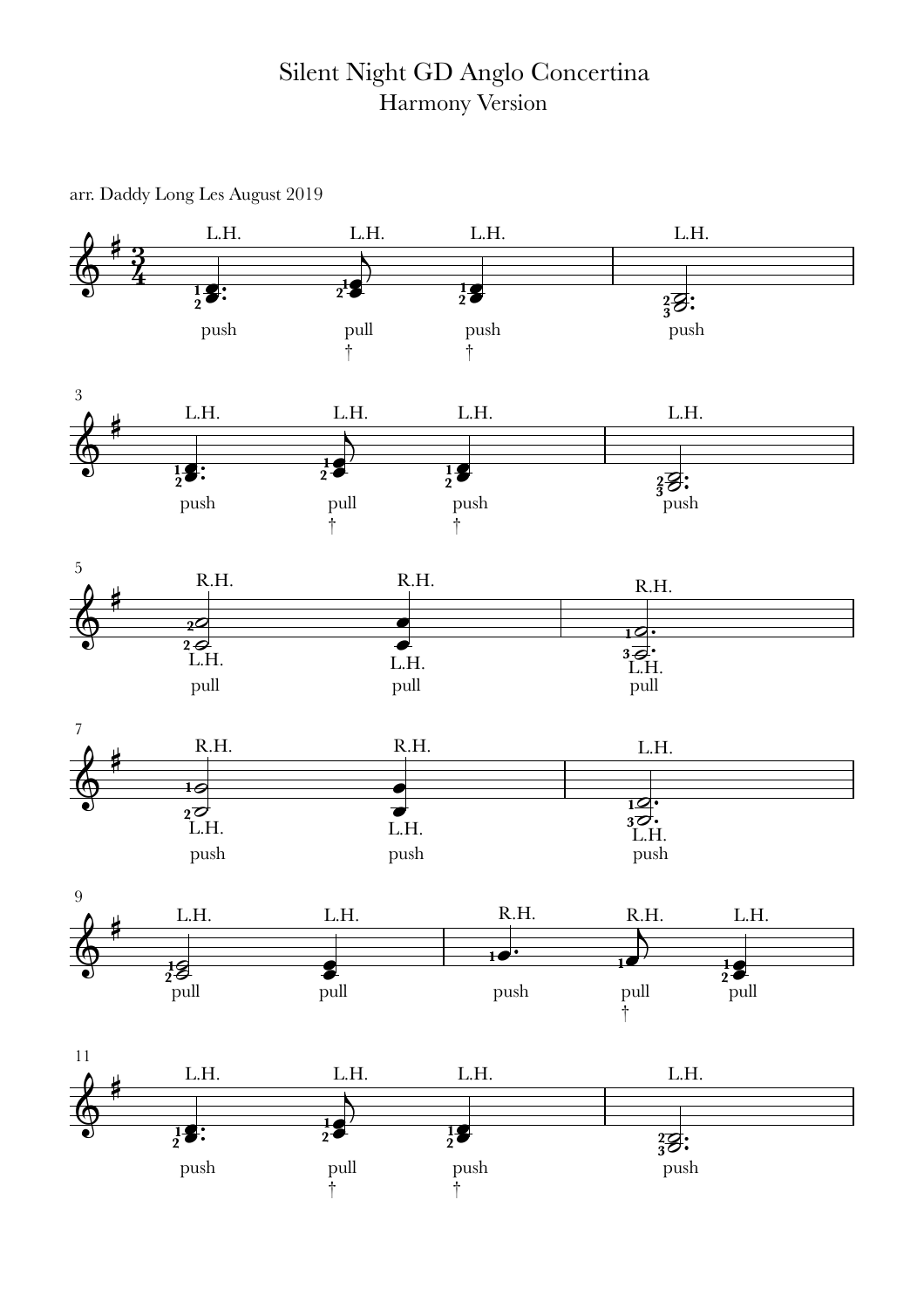# Silent Night GD Anglo Concertina

## Harmony Version

arr. Daddy Long Les August 2019